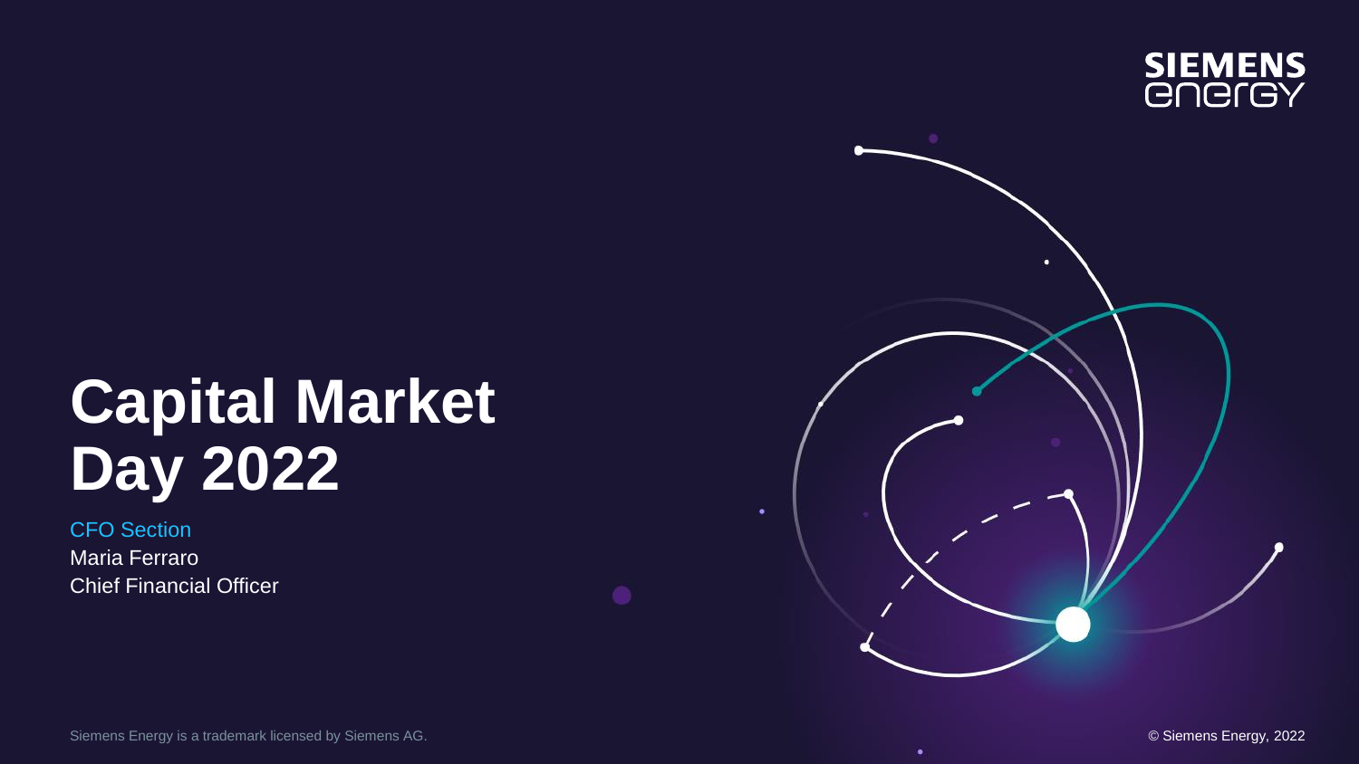SIEMENS
energy

# Capital Market Day 2022

CFO Section

Maria Ferraro

Chief Financial Officer

Siemens Energy is a trademark licensed by Siemens AG.

© Siemens Energy, 2022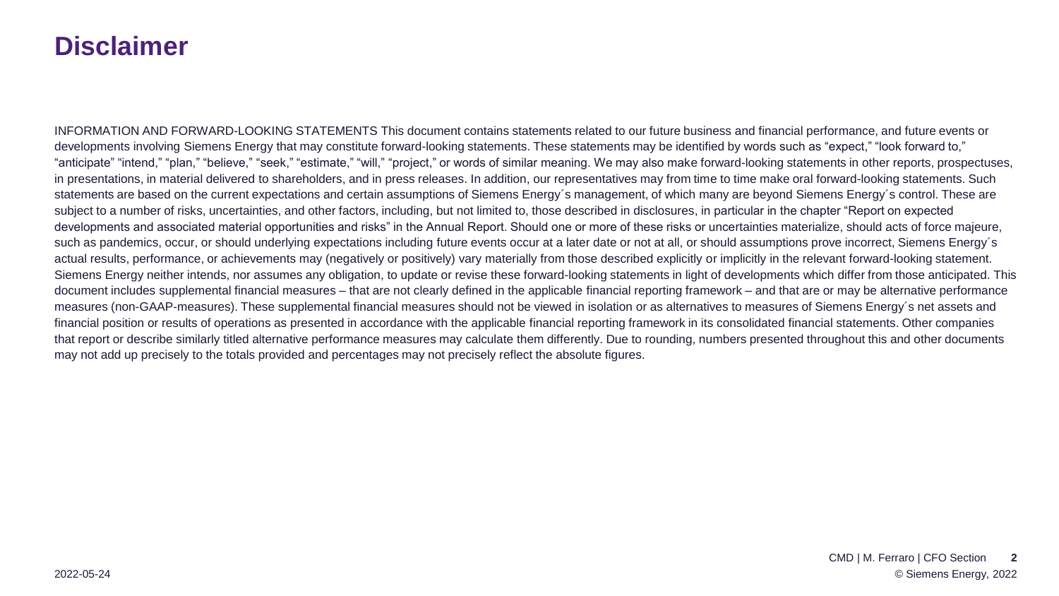# Disclaimer

INFORMATION AND FORWARD-LOOKING STATEMENTS This document contains statements related to our future business and financial performance, and future events or developments involving Siemens Energy that may constitute forward-looking statements. These statements may be identified by words such as “expect,” “look forward to,” “anticipate” “intend,” “plan,” “believe,” “seek,” “estimate,” “will,” “project,” or words of similar meaning. We may also make forward-looking statements in other reports, prospectuses, in presentations, in material delivered to shareholders, and in press releases. In addition, our representatives may from time to time make oral forward-looking statements. Such statements are based on the current expectations and certain assumptions of Siemens Energy´s management, of which many are beyond Siemens Energy´s control. These are subject to a number of risks, uncertainties, and other factors, including, but not limited to, those described in disclosures, in particular in the chapter “Report on expected developments and associated material opportunities and risks” in the Annual Report. Should one or more of these risks or uncertainties materialize, should acts of force majeure, such as pandemics, occur, or should underlying expectations including future events occur at a later date or not at all, or should assumptions prove incorrect, Siemens Energy´s actual results, performance, or achievements may (negatively or positively) vary materially from those described explicitly or implicitly in the relevant forward-looking statement. Siemens Energy neither intends, nor assumes any obligation, to update or revise these forward-looking statements in light of developments which differ from those anticipated. This document includes supplemental financial measures – that are not clearly defined in the applicable financial reporting framework – and that are or may be alternative performance measures (non-GAAP-measures). These supplemental financial measures should not be viewed in isolation or as alternatives to measures of Siemens Energy´s net assets and financial position or results of operations as presented in accordance with the applicable financial reporting framework in its consolidated financial statements. Other companies that report or describe similarly titled alternative performance measures may calculate them differently. Due to rounding, numbers presented throughout this and other documents may not add up precisely to the totals provided and percentages may not precisely reflect the absolute figures.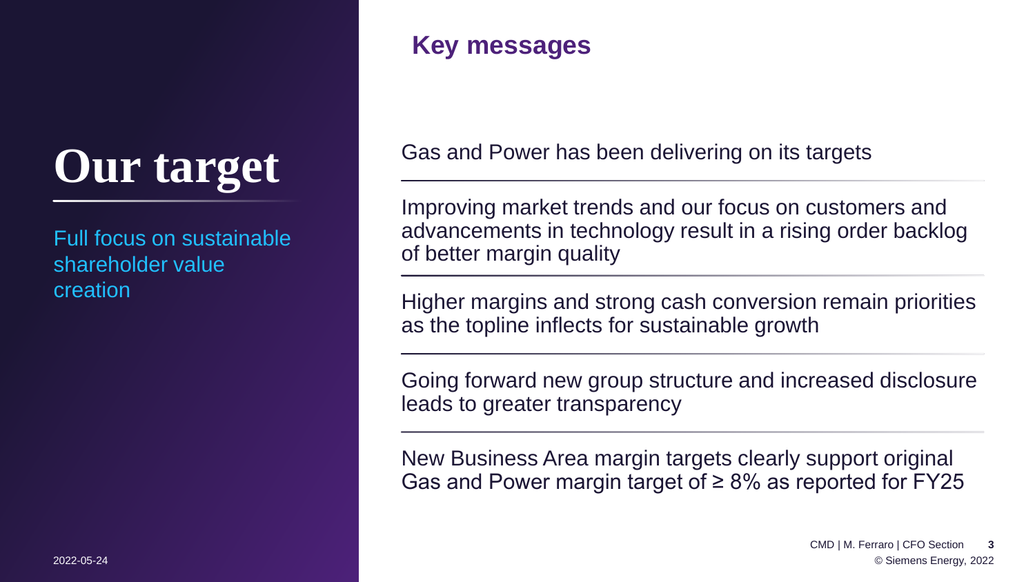# Our target

Full focus on sustainable shareholder value creation

## Key messages

Gas and Power has been delivering on its targets

Improving market trends and our focus on customers and advancements in technology result in a rising order backlog of better margin quality

Higher margins and strong cash conversion remain priorities as the topline inflects for sustainable growth

Going forward new group structure and increased disclosure leads to greater transparency

New Business Area margin targets clearly support original Gas and Power margin target of ≥ 8% as reported for FY25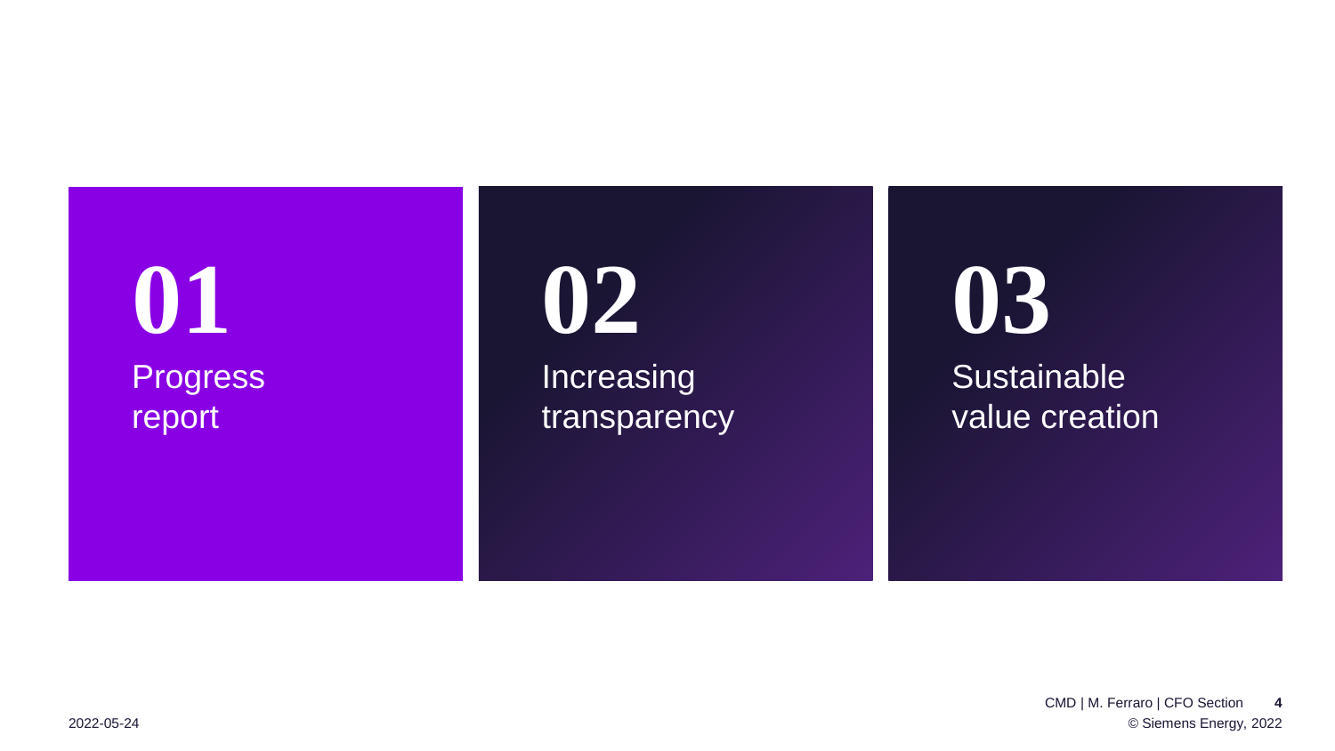## 01
Progress report

## 02
Increasing transparency

## 03
Sustainable value creation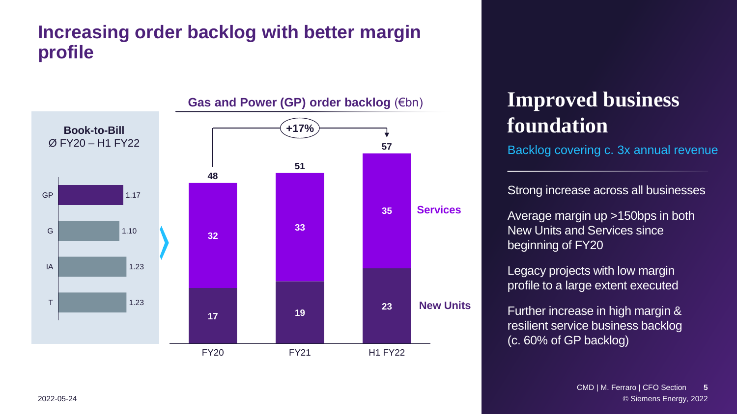# Increasing order backlog with better margin profile

**Book-to-Bill**
Ø FY20 – H1 FY22

| Segment | Book-to-Bill |
|---|---|
| GP | 1.17 |
| G | 1.10 |
| IA | 1.23 |
| T | 1.23 |

**Gas and Power (GP) order backlog** (€bn)

| | FY20 | FY21 | H1 FY22 |
|---|---|---|---|
| Services | 32 | 33 | 35 |
| New Units | 17 | 19 | 23 |
| Total | 48 | 51 | 57 |

+17% (FY20 to H1 FY22)

## Improved business foundation

Backlog covering c. 3x annual revenue

Strong increase across all businesses

Average margin up >150bps in both New Units and Services since beginning of FY20

Legacy projects with low margin profile to a large extent executed

Further increase in high margin & resilient service business backlog (c. 60% of GP backlog)

2022-05-24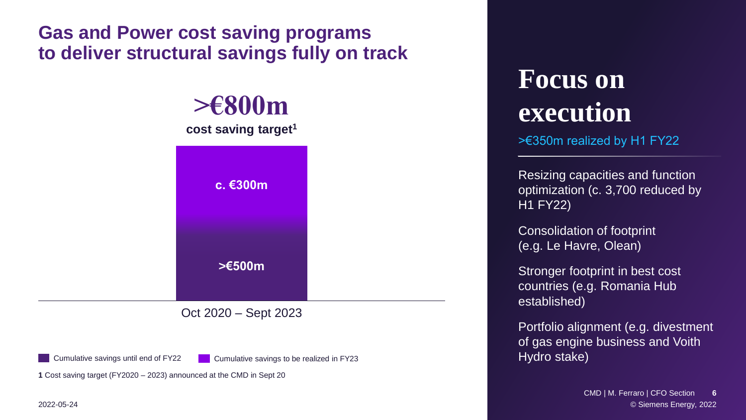# Gas and Power cost saving programs to deliver structural savings fully on track

**>€800m**

**cost saving target[1]**

**c. €300m**

**>€500m**

Oct 2020 – Sept 2023

Cumulative savings until end of FY22 | Cumulative savings to be realized in FY23

**1** Cost saving target (FY2020 – 2023) announced at the CMD in Sept 20

2022-05-24

## Focus on execution

>€350m realized by H1 FY22

Resizing capacities and function optimization (c. 3,700 reduced by H1 FY22)

Consolidation of footprint (e.g. Le Havre, Olean)

Stronger footprint in best cost countries (e.g. Romania Hub established)

Portfolio alignment (e.g. divestment of gas engine business and Voith Hydro stake)

CMD | M. Ferraro | CFO Section

© Siemens Energy, 2022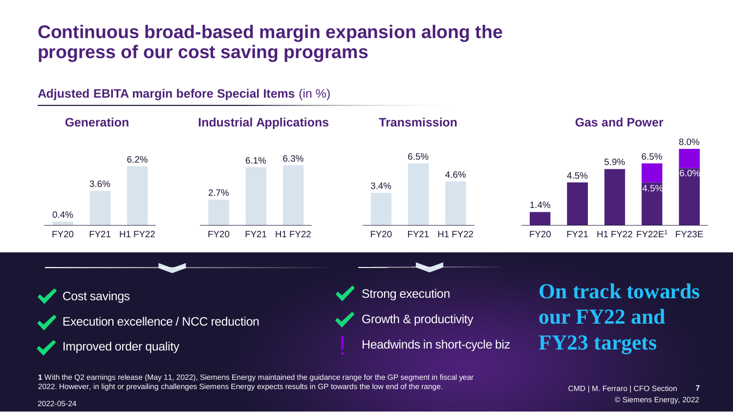# Continuous broad-based margin expansion along the progress of our cost saving programs

## Adjusted EBITA margin before Special Items (in %)

### Generation

| FY20 | FY21 | H1 FY22 |
| --- | --- | --- |
| 0.4% | 3.6% | 6.2% |

### Industrial Applications

| FY20 | FY21 | H1 FY22 |
| --- | --- | --- |
| 2.7% | 6.1% | 6.3% |

### Transmission

| FY20 | FY21 | H1 FY22 |
| --- | --- | --- |
| 3.4% | 6.5% | 4.6% |

### Gas and Power

| FY20 | FY21 | H1 FY22 | FY22E[1] | FY23E |
| --- | --- | --- | --- | --- |
| 1.4% | 4.5% | 5.9% | 4.5% – 6.5% | 6.0% – 8.0% |

- ✔ Cost savings
- ✔ Execution excellence / NCC reduction
- ✔ Improved order quality

- ✔ Strong execution
- ✔ Growth & productivity
- ! Headwinds in short-cycle biz

**On track towards our FY22 and FY23 targets**

**1** With the Q2 earnings release (May 11, 2022), Siemens Energy maintained the guidance range for the GP segment in fiscal year 2022. However, in light or prevailing challenges Siemens Energy expects results in GP towards the low end of the range.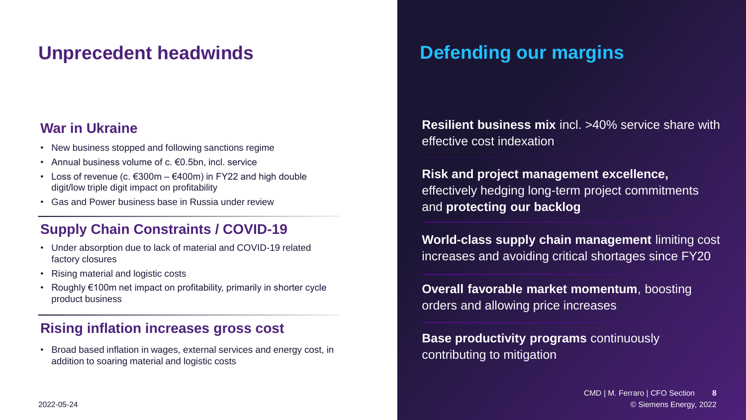## Unprecedent headwinds

### War in Ukraine

- New business stopped and following sanctions regime
- Annual business volume of c. €0.5bn, incl. service
- Loss of revenue (c. €300m – €400m) in FY22 and high double digit/low triple digit impact on profitability
- Gas and Power business base in Russia under review

### Supply Chain Constraints / COVID-19

- Under absorption due to lack of material and COVID-19 related factory closures
- Rising material and logistic costs
- Roughly €100m net impact on profitability, primarily in shorter cycle product business

### Rising inflation increases gross cost

- Broad based inflation in wages, external services and energy cost, in addition to soaring material and logistic costs

## Defending our margins

**Resilient business mix** incl. >40% service share with effective cost indexation

**Risk and project management excellence,** effectively hedging long-term project commitments and **protecting our backlog**

**World-class supply chain management** limiting cost increases and avoiding critical shortages since FY20

**Overall favorable market momentum**, boosting orders and allowing price increases

**Base productivity programs** continuously contributing to mitigation

2022-05-24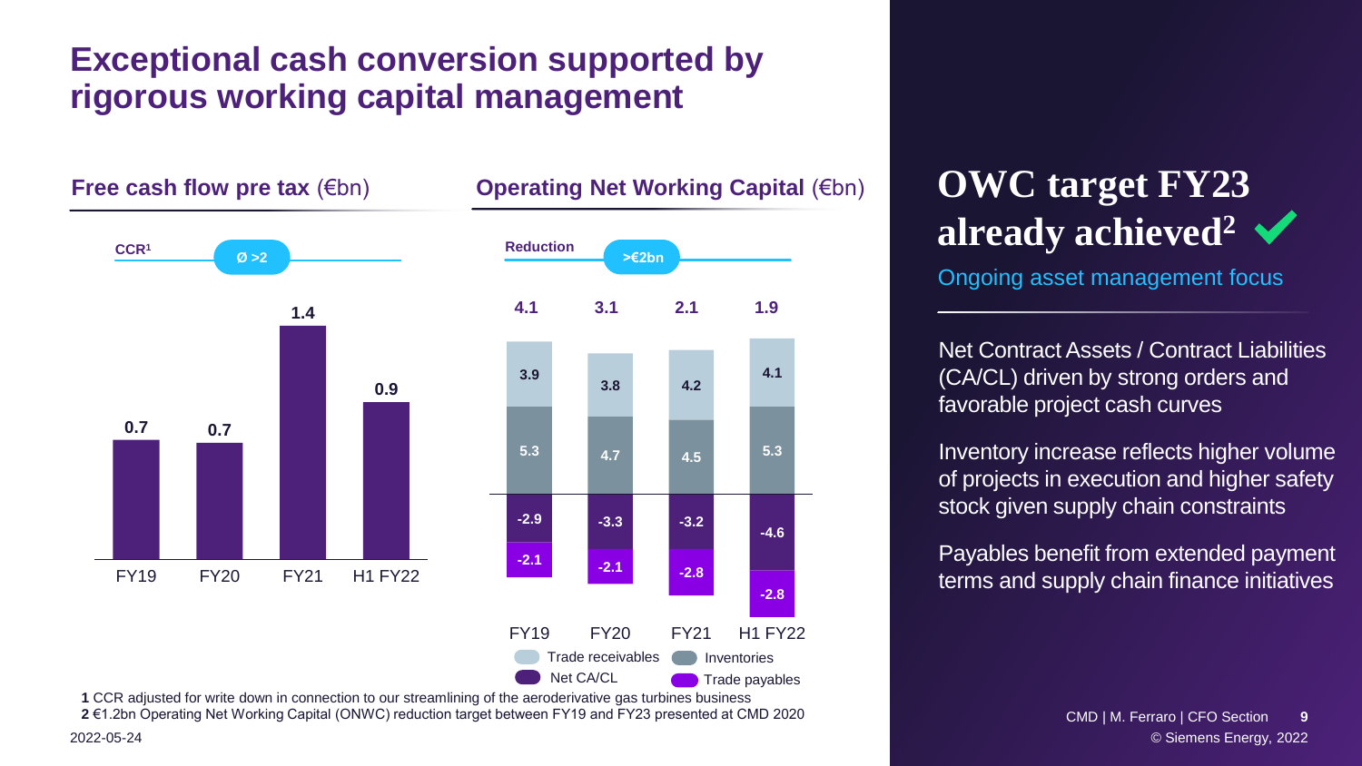# Exceptional cash conversion supported by rigorous working capital management

## Free cash flow pre tax (€bn)

CCR[1] Ø >2

| | FY19 | FY20 | FY21 | H1 FY22 |
|---|---|---|---|---|
| Free cash flow pre tax | 0.7 | 0.7 | 1.4 | 0.9 |

## Operating Net Working Capital (€bn)

Reduction >€2bn

| | FY19 | FY20 | FY21 | H1 FY22 |
|---|---|---|---|---|
| Total | 4.1 | 3.1 | 2.1 | 1.9 |
| Trade receivables | 3.9 | 3.8 | 4.2 | 4.1 |
| Inventories | 5.3 | 4.7 | 4.5 | 5.3 |
| Net CA/CL | -2.9 | -3.3 | -3.2 | -4.6 |
| Trade payables | -2.1 | -2.1 | -2.8 | -2.8 |

## OWC target FY23 already achieved[2] ✔

Ongoing asset management focus

Net Contract Assets / Contract Liabilities (CA/CL) driven by strong orders and favorable project cash curves

Inventory increase reflects higher volume of projects in execution and higher safety stock given supply chain constraints

Payables benefit from extended payment terms and supply chain finance initiatives

**1** CCR adjusted for write down in connection to our streamlining of the aeroderivative gas turbines business
**2** €1.2bn Operating Net Working Capital (ONWC) reduction target between FY19 and FY23 presented at CMD 2020

2022-05-24

CMD | M. Ferraro | CFO Section

© Siemens Energy, 2022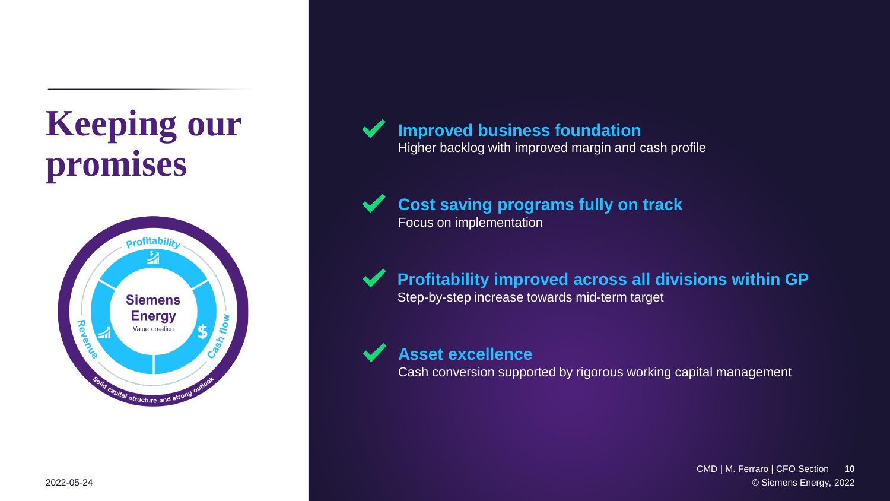# Keeping our promises

Siemens Energy
Value creation

Profitability
Cash flow
Revenue
Solid capital structure and strong outlook

- **Improved business foundation**
  Higher backlog with improved margin and cash profile

- **Cost saving programs fully on track**
  Focus on implementation

- **Profitability improved across all divisions within GP**
  Step-by-step increase towards mid-term target

- **Asset excellence**
  Cash conversion supported by rigorous working capital management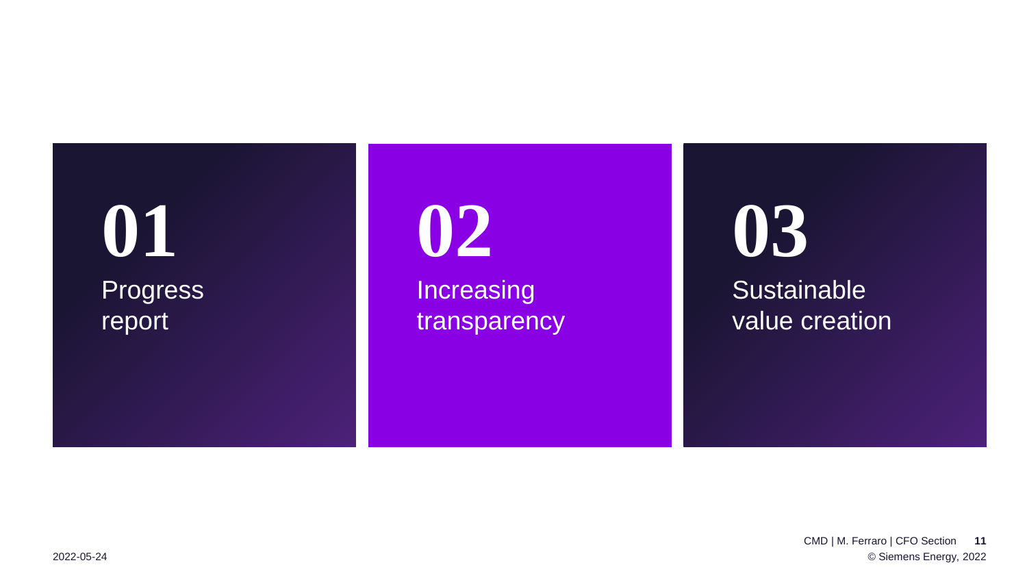**01** Progress report

**02** Increasing transparency

**03** Sustainable value creation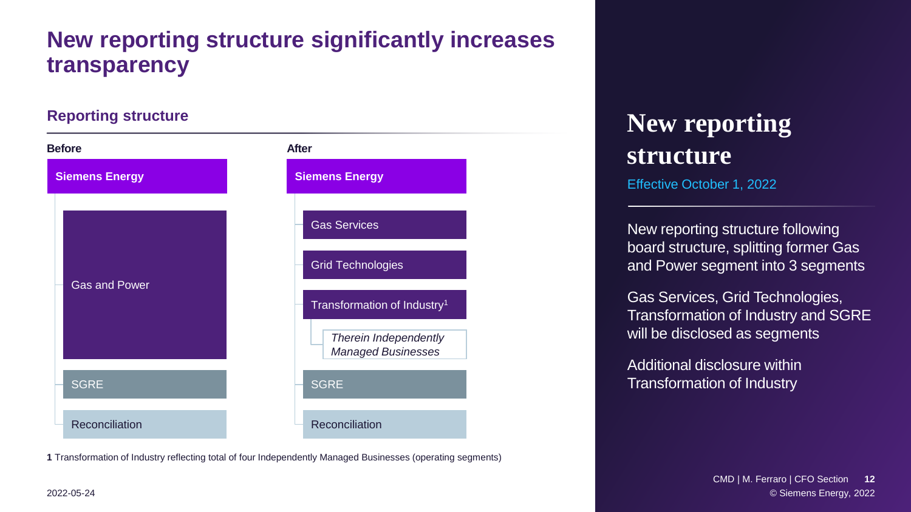# New reporting structure significantly increases transparency

## Reporting structure

**Before**

- **Siemens Energy**
  - Gas and Power
  - SGRE
  - Reconciliation

**After**

- **Siemens Energy**
  - Gas Services
  - Grid Technologies
  - Transformation of Industry[1]
    - *Therein Independently Managed Businesses*
  - SGRE
  - Reconciliation

**1** Transformation of Industry reflecting total of four Independently Managed Businesses (operating segments)

2022-05-24

## New reporting structure

Effective October 1, 2022

New reporting structure following board structure, splitting former Gas and Power segment into 3 segments

Gas Services, Grid Technologies, Transformation of Industry and SGRE will be disclosed as segments

Additional disclosure within Transformation of Industry

CMD | M. Ferraro | CFO Section

© Siemens Energy, 2022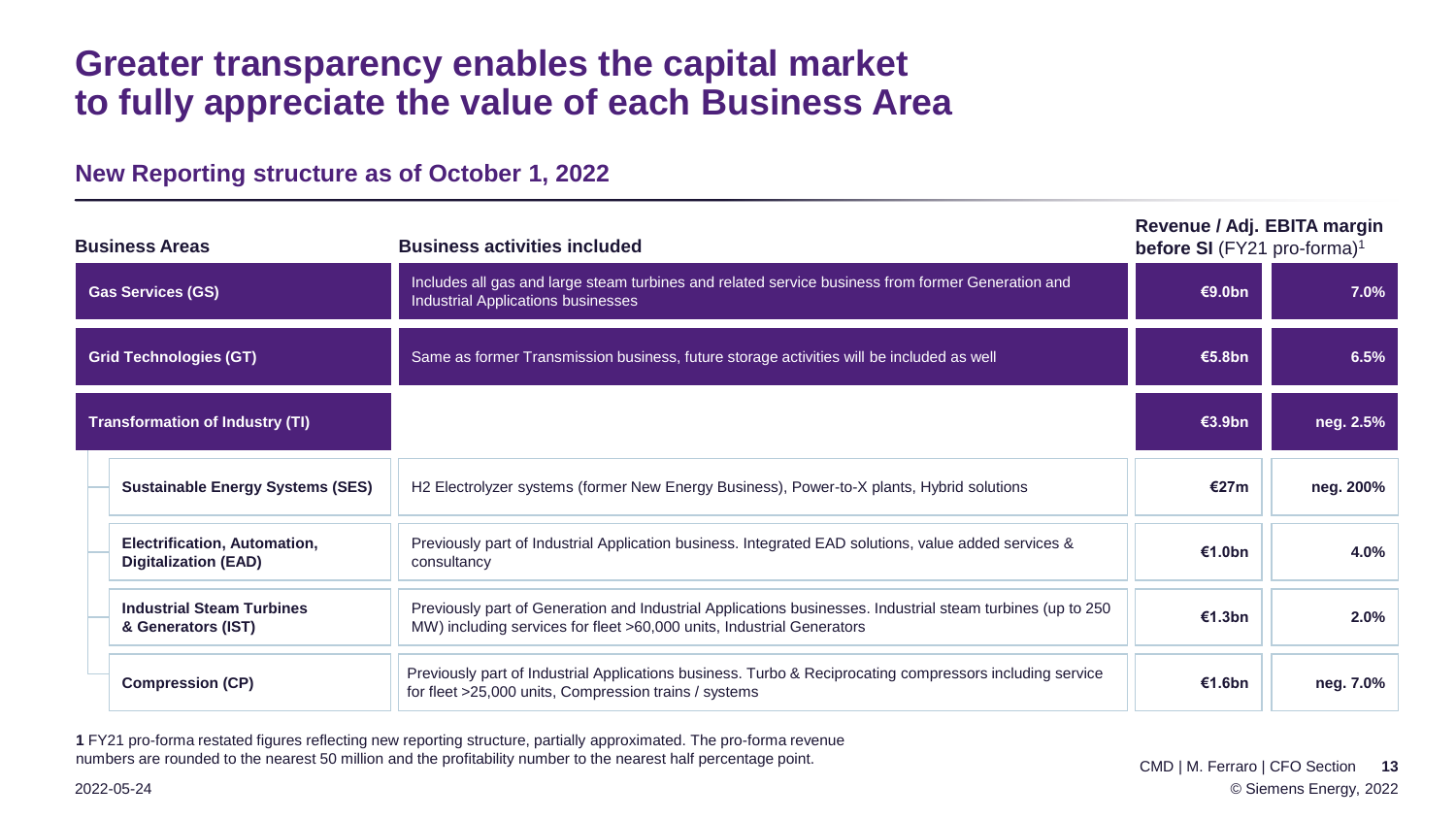# Greater transparency enables the capital market to fully appreciate the value of each Business Area

## New Reporting structure as of October 1, 2022

| Business Areas | Business activities included | Revenue / Adj. EBITA margin before SI (FY21 pro-forma)[1] | |
|---|---|---|---|
| **Gas Services (GS)** | Includes all gas and large steam turbines and related service business from former Generation and Industrial Applications businesses | **€9.0bn** | **7.0%** |
| **Grid Technologies (GT)** | Same as former Transmission business, future storage activities will be included as well | **€5.8bn** | **6.5%** |
| **Transformation of Industry (TI)** | | **€3.9bn** | **neg. 2.5%** |
| **Sustainable Energy Systems (SES)** | H2 Electrolyzer systems (former New Energy Business), Power-to-X plants, Hybrid solutions | **€27m** | **neg. 200%** |
| **Electrification, Automation, Digitalization (EAD)** | Previously part of Industrial Application business. Integrated EAD solutions, value added services & consultancy | **€1.0bn** | **4.0%** |
| **Industrial Steam Turbines & Generators (IST)** | Previously part of Generation and Industrial Applications businesses. Industrial steam turbines (up to 250 MW) including services for fleet >60,000 units, Industrial Generators | **€1.3bn** | **2.0%** |
| **Compression (CP)** | Previously part of Industrial Applications business. Turbo & Reciprocating compressors including service for fleet >25,000 units, Compression trains / systems | **€1.6bn** | **neg. 7.0%** |

**1** FY21 pro-forma restated figures reflecting new reporting structure, partially approximated. The pro-forma revenue numbers are rounded to the nearest 50 million and the profitability number to the nearest half percentage point.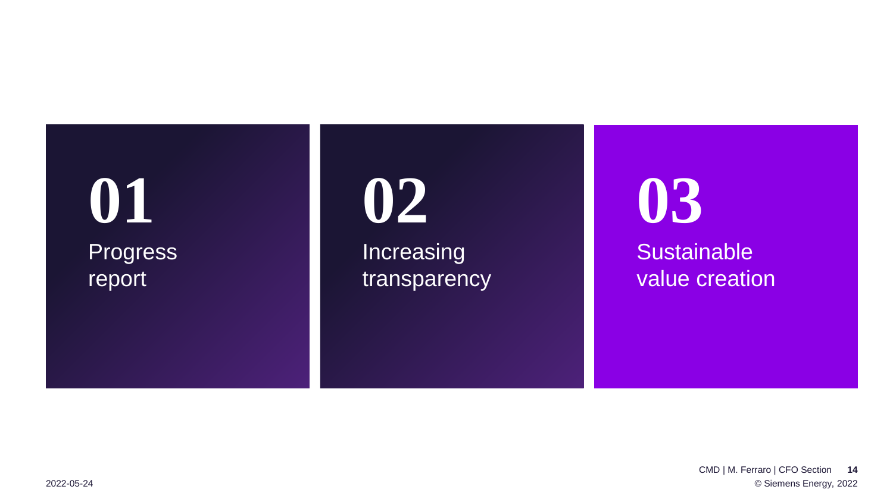**01**
Progress report

**02**
Increasing transparency

**03**
Sustainable value creation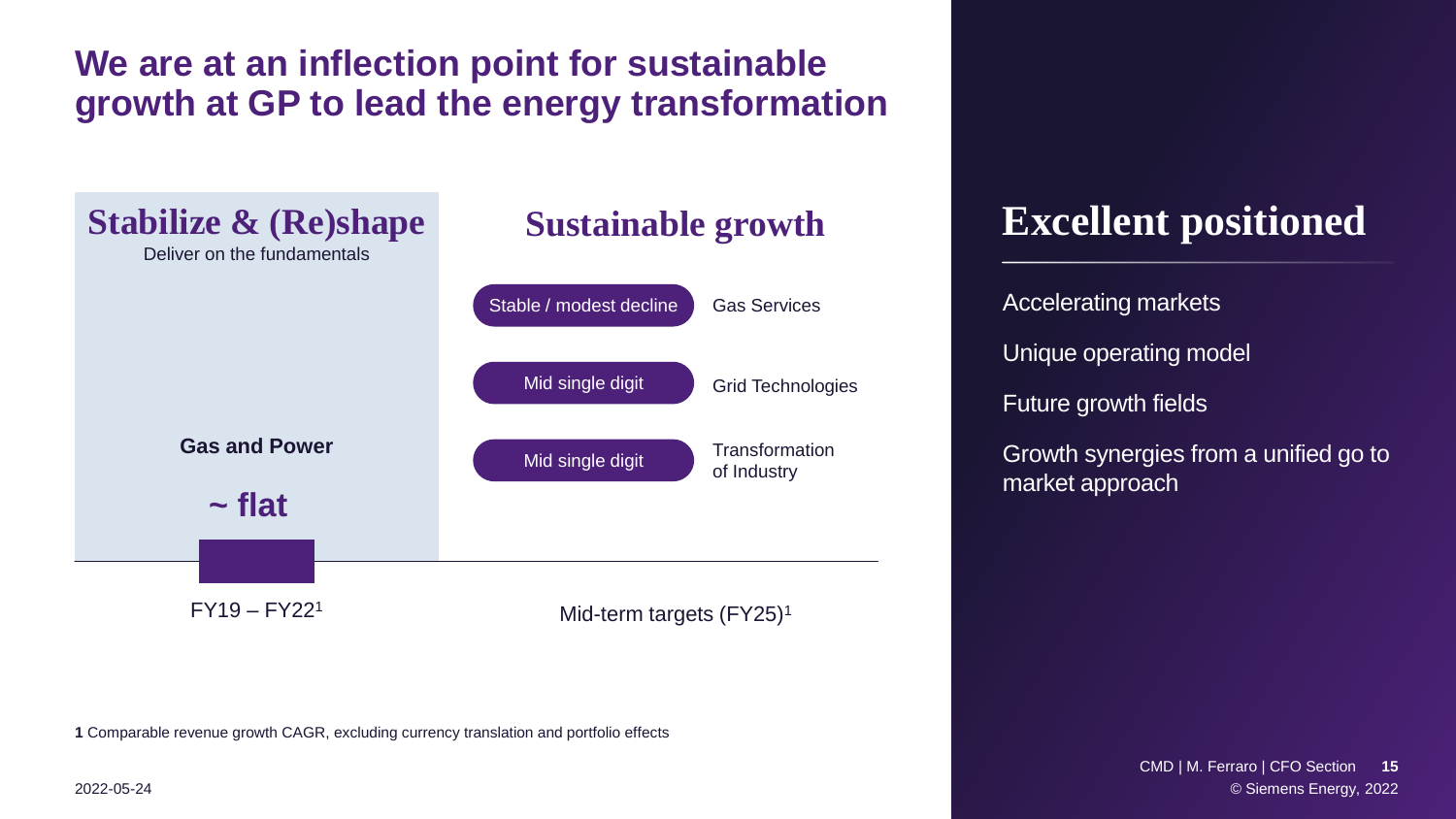# We are at an inflection point for sustainable growth at GP to lead the energy transformation

## Stabilize & (Re)shape

Deliver on the fundamentals

**Gas and Power**

**~ flat**

FY19 – FY22[1]

## Sustainable growth

| Growth | Business |
|---|---|
| Stable / modest decline | Gas Services |
| Mid single digit | Grid Technologies |
| Mid single digit | Transformation of Industry |

Mid-term targets (FY25)[1]

## Excellent positioned

- Accelerating markets
- Unique operating model
- Future growth fields
- Growth synergies from a unified go to market approach

**1** Comparable revenue growth CAGR, excluding currency translation and portfolio effects

2022-05-24

CMD | M. Ferraro | CFO Section

© Siemens Energy, 2022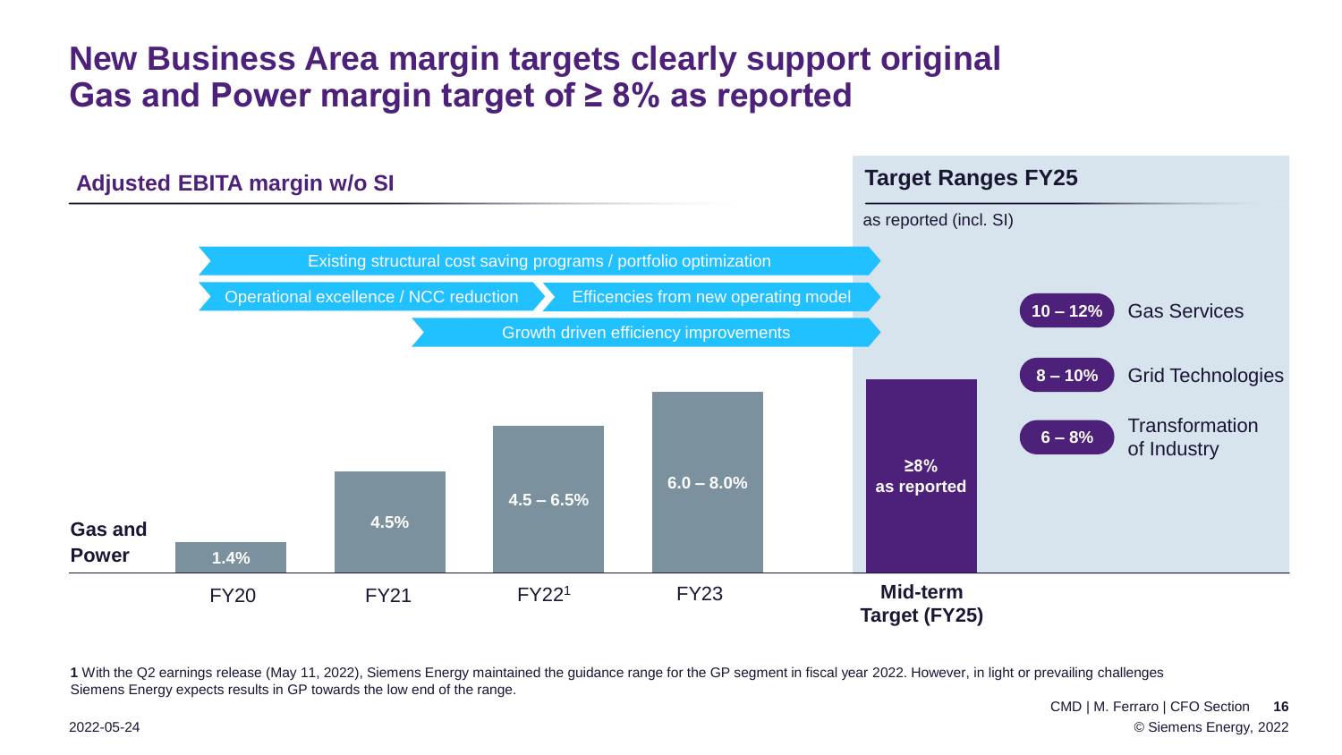# New Business Area margin targets clearly support original Gas and Power margin target of ≥ 8% as reported

## Adjusted EBITA margin w/o SI

- Existing structural cost saving programs / portfolio optimization
- Operational excellence / NCC reduction
- Efficiencies from new operating model
- Growth driven efficiency improvements

**Gas and Power**

| | FY20 | FY21 | FY22[1] | FY23 | **Mid-term Target (FY25)** |
|---|---|---|---|---|---|
| Gas and Power | 1.4% | 4.5% | 4.5 – 6.5% | 6.0 – 8.0% | ≥8% as reported |

## Target Ranges FY25

as reported (incl. SI)

| Range | Business Area |
|---|---|
| 10 – 12% | Gas Services |
| 8 – 10% | Grid Technologies |
| 6 – 8% | Transformation of Industry |

**1** With the Q2 earnings release (May 11, 2022), Siemens Energy maintained the guidance range for the GP segment in fiscal year 2022. However, in light or prevailing challenges Siemens Energy expects results in GP towards the low end of the range.

2022-05-24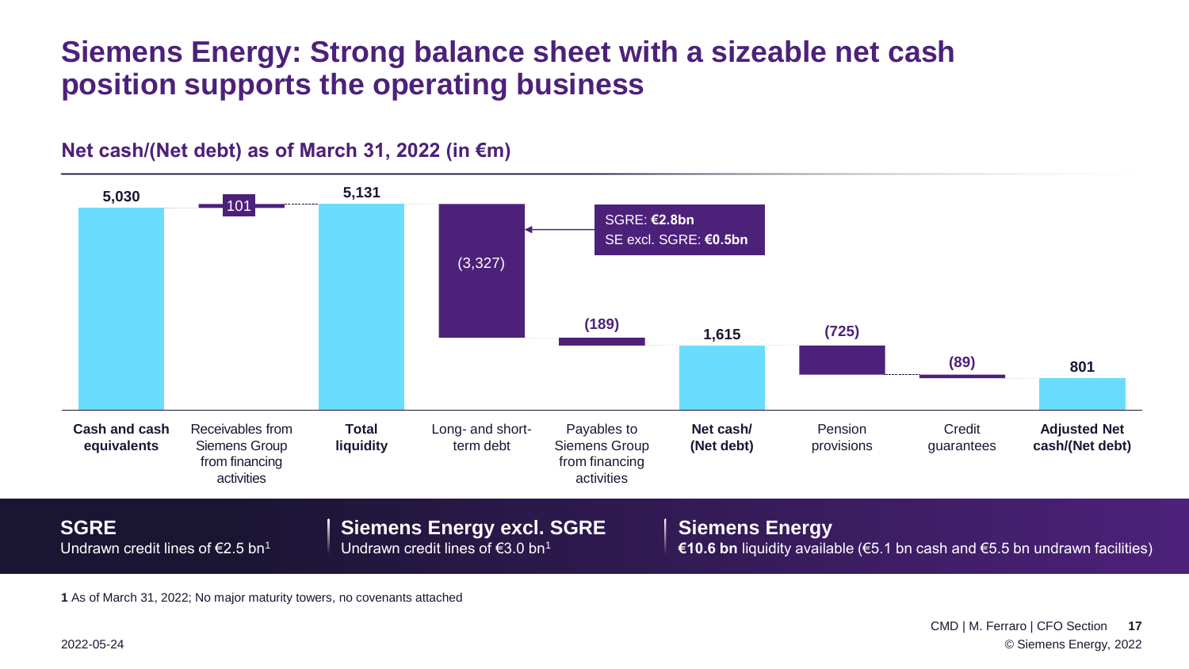# Siemens Energy: Strong balance sheet with a sizeable net cash position supports the operating business

## Net cash/(Net debt) as of March 31, 2022 (in €m)

| Item | Value |
| --- | --- |
| **Cash and cash equivalents** | **5,030** |
| Receivables from Siemens Group from financing activities | 101 |
| **Total liquidity** | **5,131** |
| Long- and short-term debt | (3,327) |
| Payables to Siemens Group from financing activities | (189) |
| **Net cash/ (Net debt)** | **1,615** |
| Pension provisions | (725) |
| Credit guarantees | (89) |
| **Adjusted Net cash/(Net debt)** | **801** |

Long- and short-term debt: SGRE: **€2.8bn**; SE excl. SGRE: **€0.5bn**

**SGRE**
Undrawn credit lines of €2.5 bn[1]

**Siemens Energy excl. SGRE**
Undrawn credit lines of €3.0 bn[1]

**Siemens Energy**
**€10.6 bn** liquidity available (€5.1 bn cash and €5.5 bn undrawn facilities)

**1** As of March 31, 2022; No major maturity towers, no covenants attached

2022-05-24

CMD | M. Ferraro | CFO Section

© Siemens Energy, 2022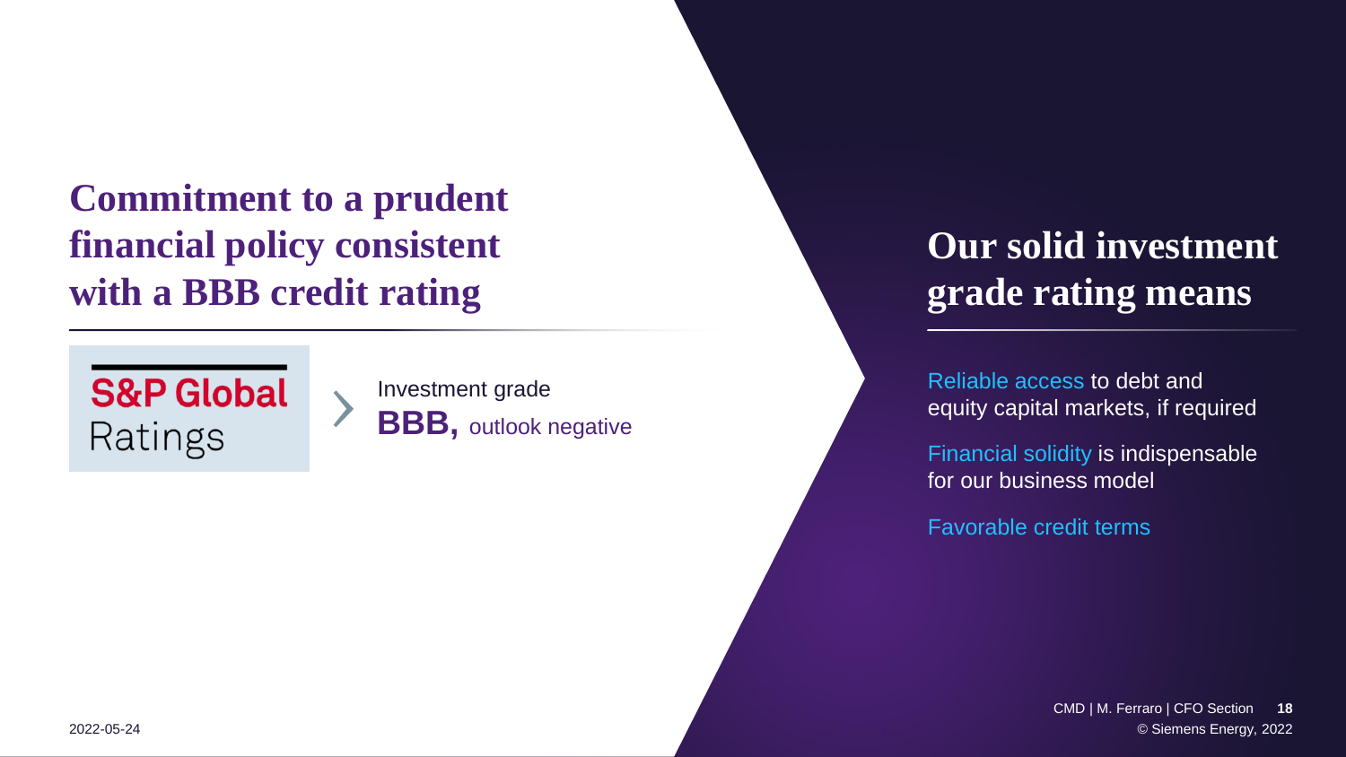## Commitment to a prudent financial policy consistent with a BBB credit rating

S&P Global Ratings

Investment grade
**BBB,** outlook negative

## Our solid investment grade rating means

Reliable access to debt and equity capital markets, if required

Financial solidity is indispensable for our business model

Favorable credit terms

2022-05-24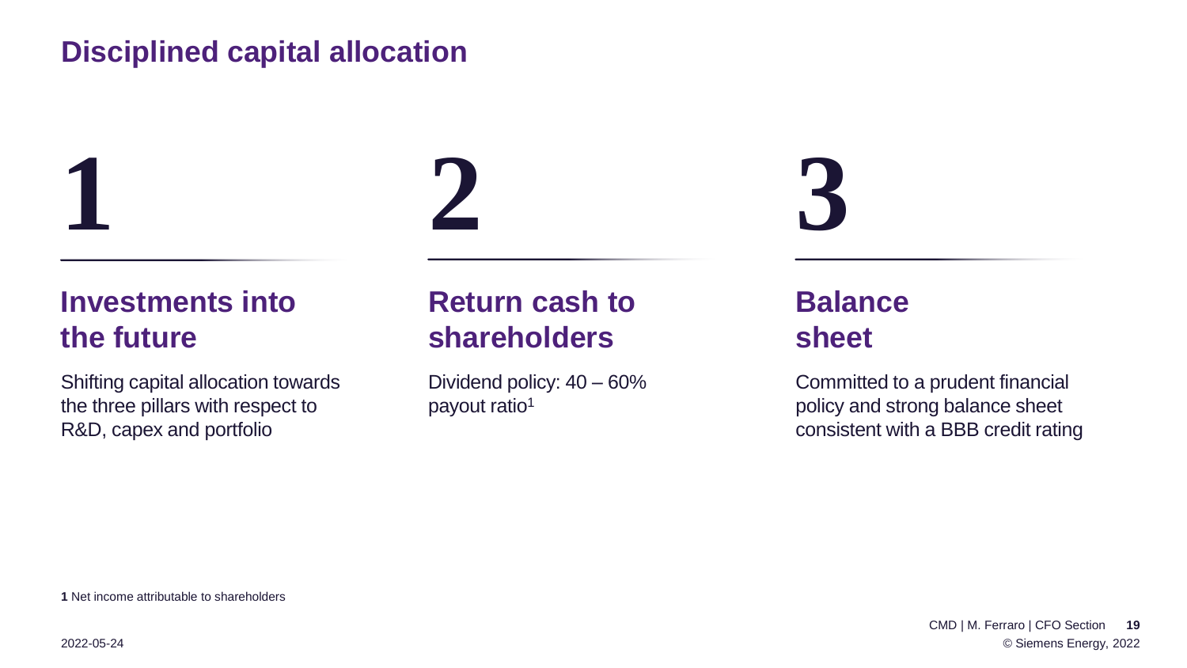# Disciplined capital allocation

## 1

### Investments into the future

Shifting capital allocation towards the three pillars with respect to R&D, capex and portfolio

## 2

### Return cash to shareholders

Dividend policy: 40 – 60% payout ratio[1]

## 3

### Balance sheet

Committed to a prudent financial policy and strong balance sheet consistent with a BBB credit rating

**1** Net income attributable to shareholders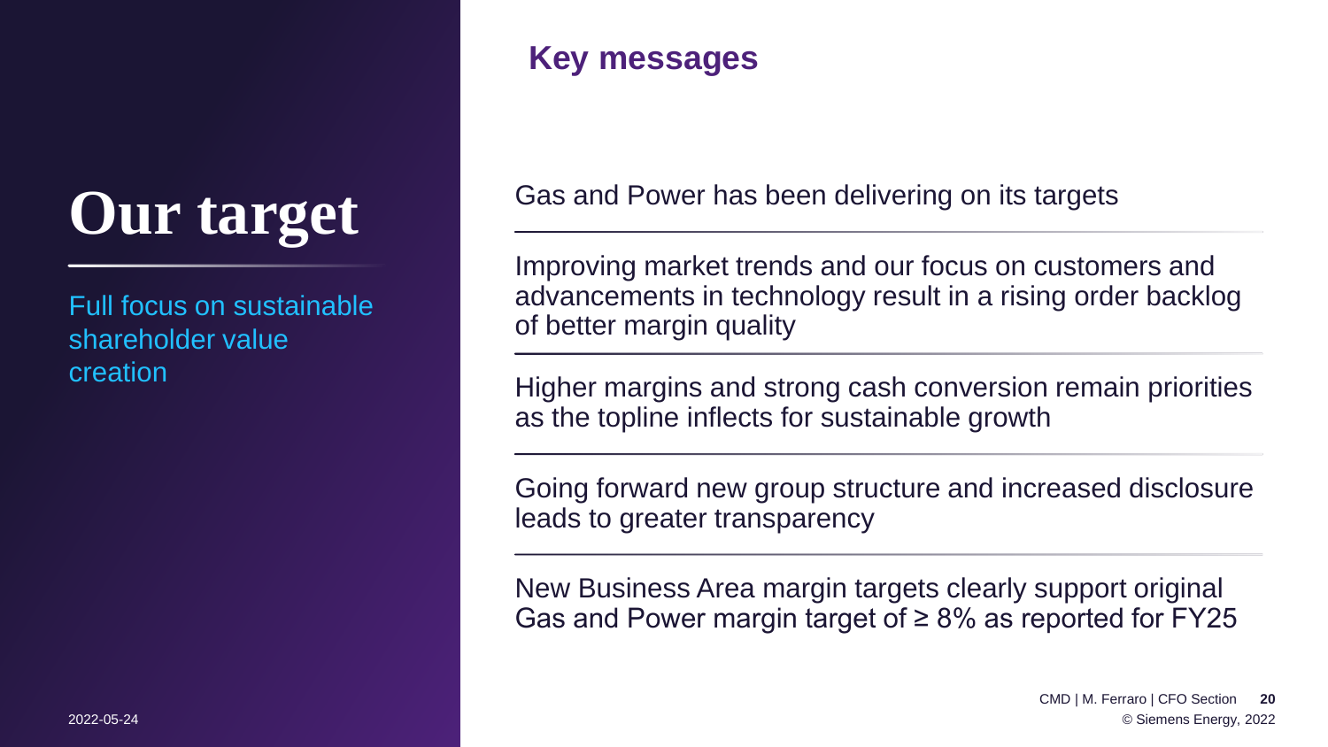# Our target

Full focus on sustainable shareholder value creation

## Key messages

Gas and Power has been delivering on its targets

---

Improving market trends and our focus on customers and advancements in technology result in a rising order backlog of better margin quality

---

Higher margins and strong cash conversion remain priorities as the topline inflects for sustainable growth

---

Going forward new group structure and increased disclosure leads to greater transparency

---

New Business Area margin targets clearly support original Gas and Power margin target of ≥ 8% as reported for FY25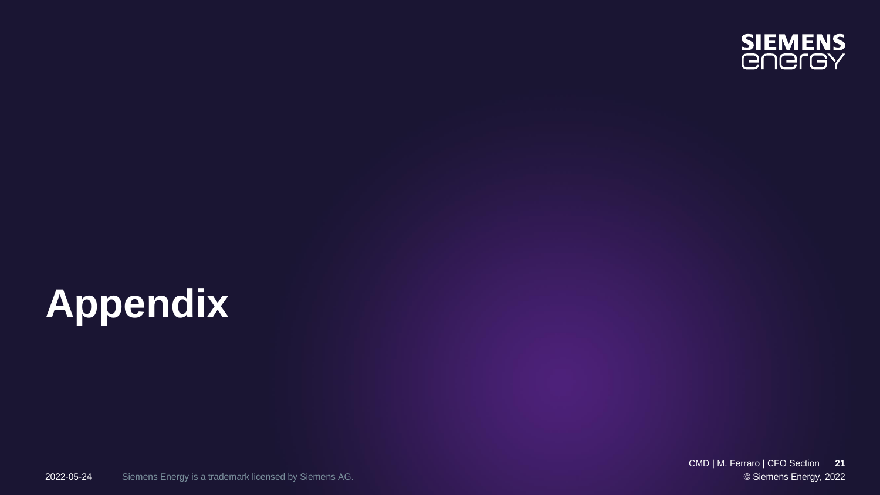# Appendix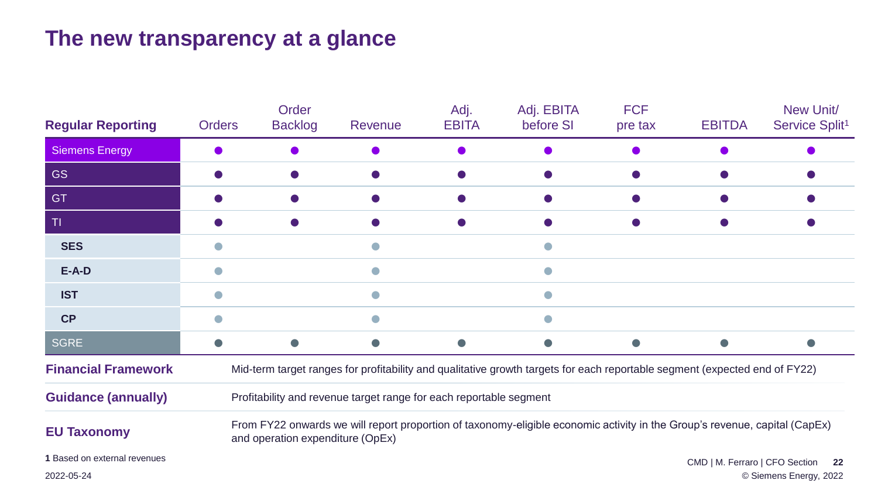# The new transparency at a glance

| Regular Reporting | Orders | Order Backlog | Revenue | Adj. EBITA | Adj. EBITA before SI | FCF pre tax | EBITDA | New Unit/ Service Split[1] |
|---|---|---|---|---|---|---|---|---|
| Siemens Energy | ● | ● | ● | ● | ● | ● | ● | ● |
| GS | ● | ● | ● | ● | ● | ● | ● | ● |
| GT | ● | ● | ● | ● | ● | ● | ● | ● |
| TI | ● | ● | ● | ● | ● | ● | ● | ● |
| **SES** | ● | | ● | | ● | | | |
| **E-A-D** | ● | | ● | | ● | | | |
| **IST** | ● | | ● | | ● | | | |
| **CP** | ● | | ● | | ● | | | |
| SGRE | ● | ● | ● | ● | ● | ● | ● | ● |

**Financial Framework** — Mid-term target ranges for profitability and qualitative growth targets for each reportable segment (expected end of FY22)

**Guidance (annually)** — Profitability and revenue target range for each reportable segment

**EU Taxonomy** — From FY22 onwards we will report proportion of taxonomy-eligible economic activity in the Group's revenue, capital (CapEx) and operation expenditure (OpEx)

**1** Based on external revenues

2022-05-24

CMD | M. Ferraro | CFO Section

© Siemens Energy, 2022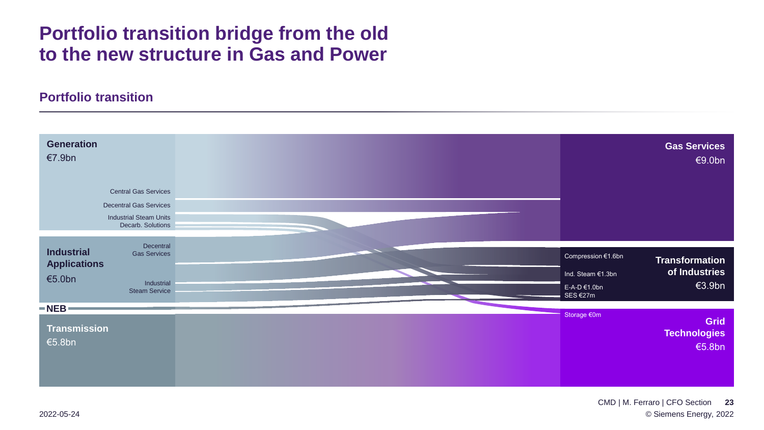# Portfolio transition bridge from the old to the new structure in Gas and Power

## Portfolio transition

Generation
€7.9bn

Central Gas Services
Decentral Gas Services
Industrial Steam Units
Decarb. Solutions

Industrial Applications
€5.0bn

Decentral Gas Services
Industrial Steam Service

NEB

Transmission
€5.8bn

Gas Services
€9.0bn

Compression €1.6bn
Ind. Steam €1.3bn
E-A-D €1.0bn
SES €27m

Transformation of Industries
€3.9bn

Storage €0m

Grid Technologies
€5.8bn

2022-05-24

CMD | M. Ferraro | CFO Section

© Siemens Energy, 2022